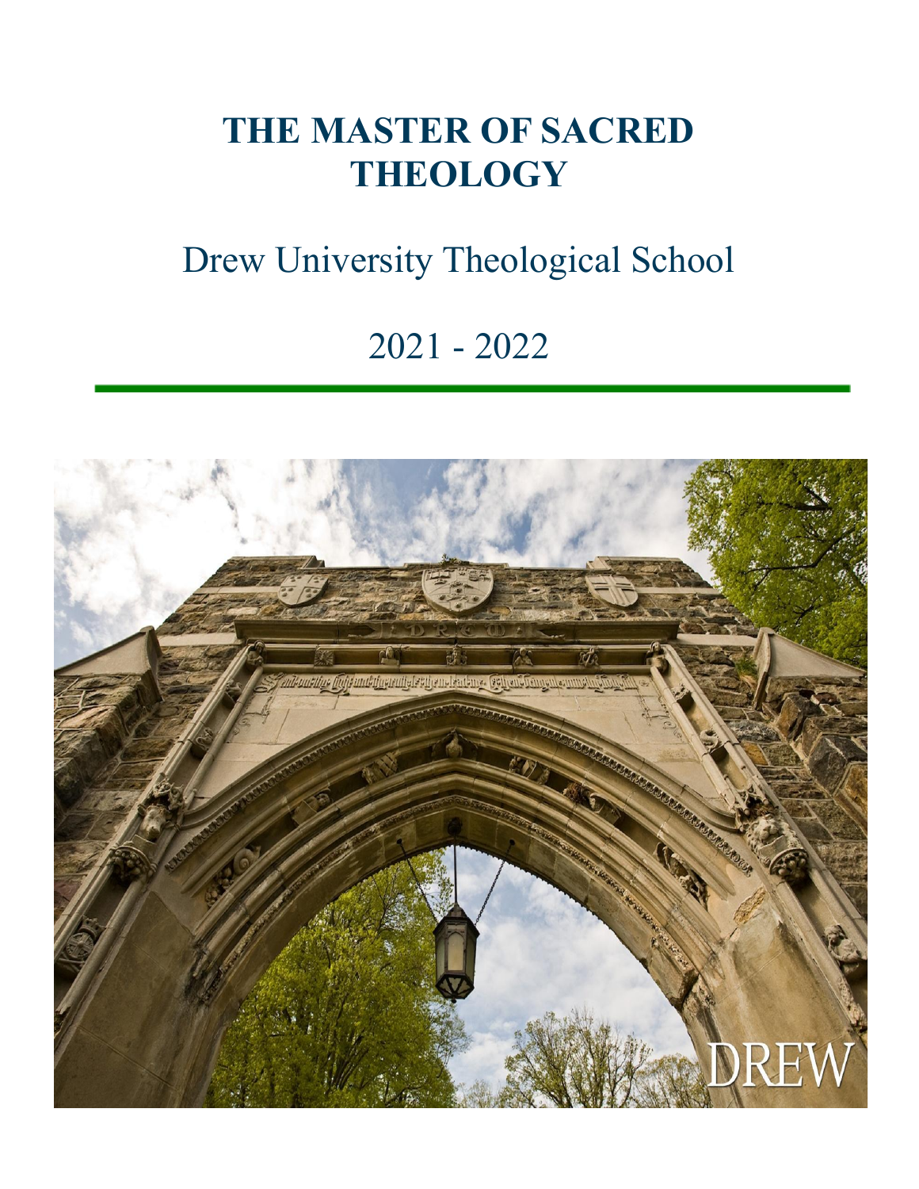# THE MASTER OF SACRED THEOLOGY

## Drew University Theological School

## 2021 - 2022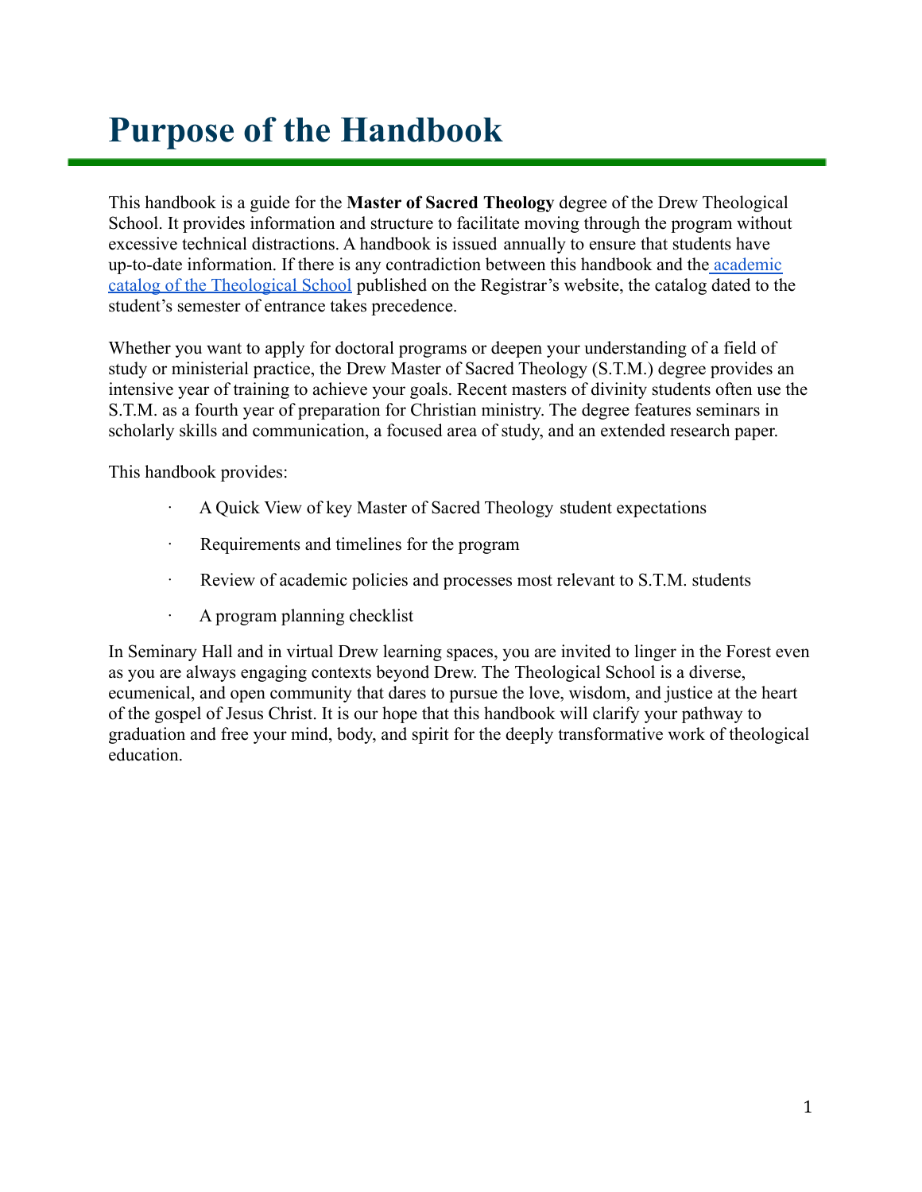# Purpose of the Handbook

This handbook is a guide for the **Master of Sacred Theology** degree of the Drew Theological School. It provides information and structure to facilitate moving through the program without excessive technical distractions. A handbook is issued annually to ensure that students have up-to-date information. If there is any contradiction between this handbook and the [academic catalog of the Theological School](#) published on the Registrar's website, the catalog dated to the student's semester of entrance takes precedence.

Whether you want to apply for doctoral programs or deepen your understanding of a field of study or ministerial practice, the Drew Master of Sacred Theology (S.T.M.) degree provides an intensive year of training to achieve your goals. Recent masters of divinity students often use the S.T.M. as a fourth year of preparation for Christian ministry. The degree features seminars in scholarly skills and communication, a focused area of study, and an extended research paper.

This handbook provides:

- A Quick View of key Master of Sacred Theology student expectations
- Requirements and timelines for the program
- Review of academic policies and processes most relevant to S.T.M. students
- A program planning checklist

In Seminary Hall and in virtual Drew learning spaces, you are invited to linger in the Forest even as you are always engaging contexts beyond Drew. The Theological School is a diverse, ecumenical, and open community that dares to pursue the love, wisdom, and justice at the heart of the gospel of Jesus Christ. It is our hope that this handbook will clarify your pathway to graduation and free your mind, body, and spirit for the deeply transformative work of theological education.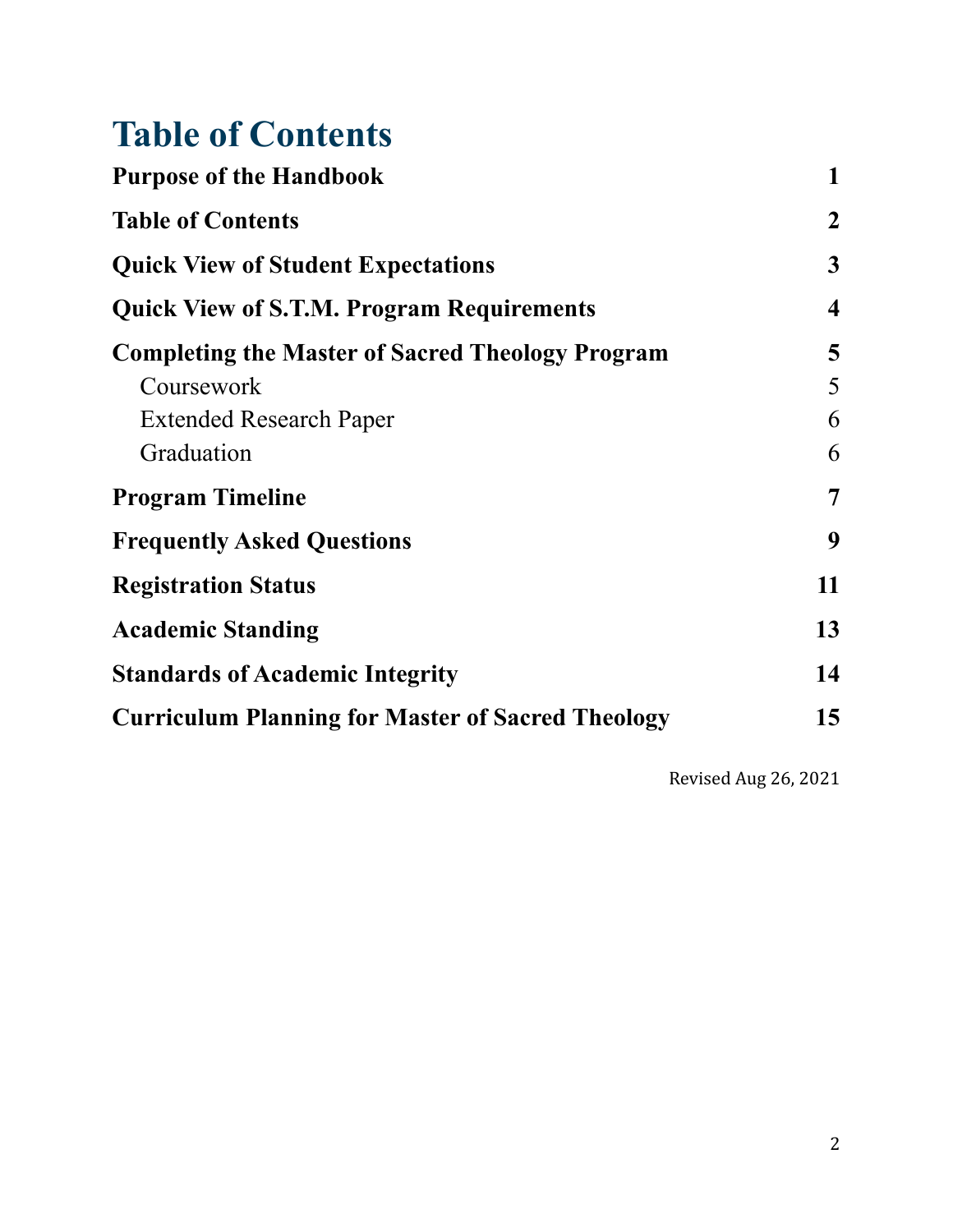# Table of Contents

| | |
|---|---|
| **Purpose of the Handbook** | **1** |
| **Table of Contents** | **2** |
| **Quick View of Student Expectations** | **3** |
| **Quick View of S.T.M. Program Requirements** | **4** |
| **Completing the Master of Sacred Theology Program** | **5** |
| Coursework | 5 |
| Extended Research Paper | 6 |
| Graduation | 6 |
| **Program Timeline** | **7** |
| **Frequently Asked Questions** | **9** |
| **Registration Status** | **11** |
| **Academic Standing** | **13** |
| **Standards of Academic Integrity** | **14** |
| **Curriculum Planning for Master of Sacred Theology** | **15** |

Revised Aug 26, 2021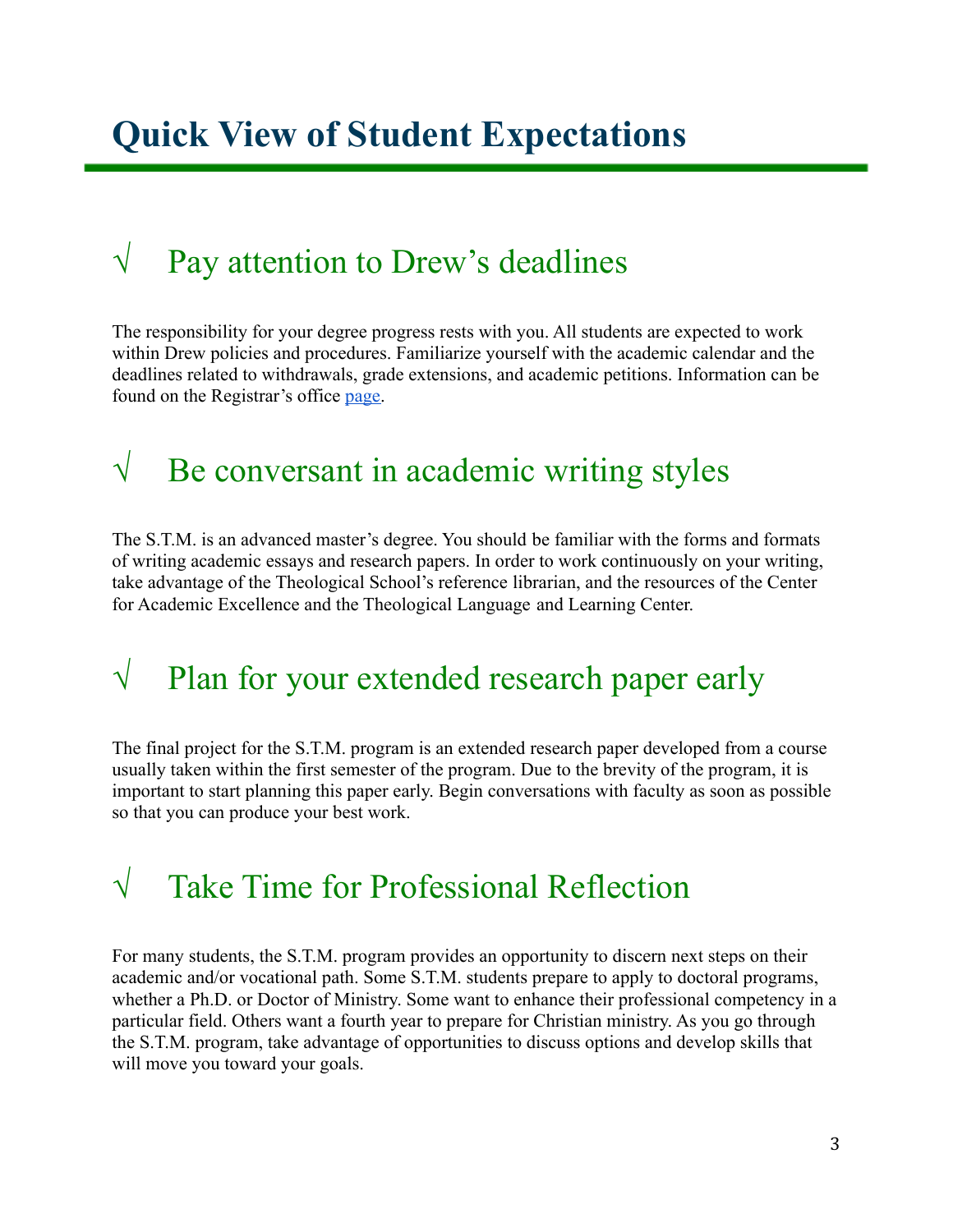# Quick View of Student Expectations

## √ Pay attention to Drew's deadlines

The responsibility for your degree progress rests with you. All students are expected to work within Drew policies and procedures. Familiarize yourself with the academic calendar and the deadlines related to withdrawals, grade extensions, and academic petitions. Information can be found on the Registrar's office page.

## √ Be conversant in academic writing styles

The S.T.M. is an advanced master's degree. You should be familiar with the forms and formats of writing academic essays and research papers. In order to work continuously on your writing, take advantage of the Theological School's reference librarian, and the resources of the Center for Academic Excellence and the Theological Language and Learning Center.

## √ Plan for your extended research paper early

The final project for the S.T.M. program is an extended research paper developed from a course usually taken within the first semester of the program. Due to the brevity of the program, it is important to start planning this paper early. Begin conversations with faculty as soon as possible so that you can produce your best work.

## √ Take Time for Professional Reflection

For many students, the S.T.M. program provides an opportunity to discern next steps on their academic and/or vocational path. Some S.T.M. students prepare to apply to doctoral programs, whether a Ph.D. or Doctor of Ministry. Some want to enhance their professional competency in a particular field. Others want a fourth year to prepare for Christian ministry. As you go through the S.T.M. program, take advantage of opportunities to discuss options and develop skills that will move you toward your goals.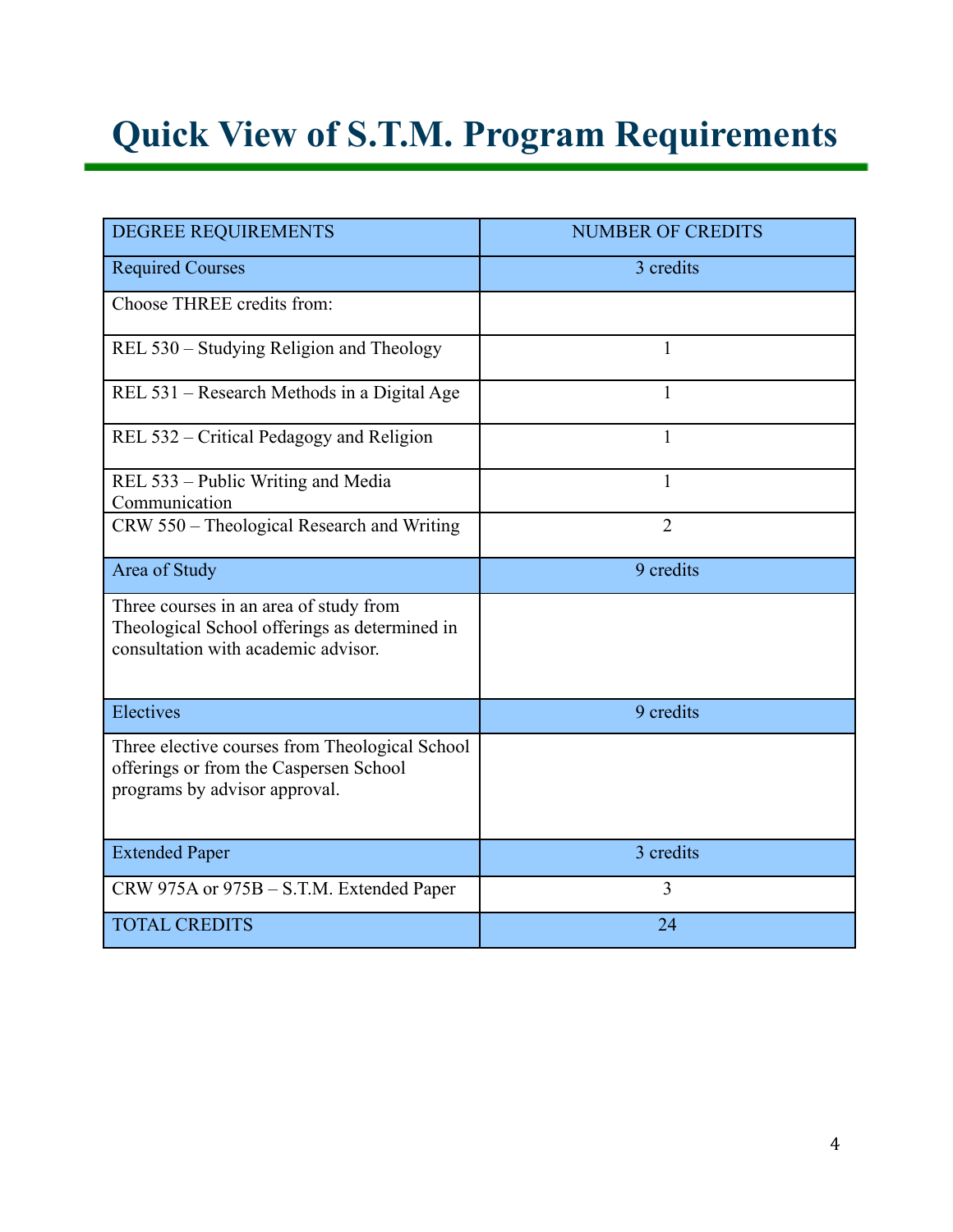# Quick View of S.T.M. Program Requirements

| DEGREE REQUIREMENTS | NUMBER OF CREDITS |
|---|---|
| Required Courses | 3 credits |
| Choose THREE credits from: | |
| REL 530 – Studying Religion and Theology | 1 |
| REL 531 – Research Methods in a Digital Age | 1 |
| REL 532 – Critical Pedagogy and Religion | 1 |
| REL 533 – Public Writing and Media Communication | 1 |
| CRW 550 – Theological Research and Writing | 2 |
| Area of Study | 9 credits |
| Three courses in an area of study from Theological School offerings as determined in consultation with academic advisor. | |
| Electives | 9 credits |
| Three elective courses from Theological School offerings or from the Caspersen School programs by advisor approval. | |
| Extended Paper | 3 credits |
| CRW 975A or 975B – S.T.M. Extended Paper | 3 |
| TOTAL CREDITS | 24 |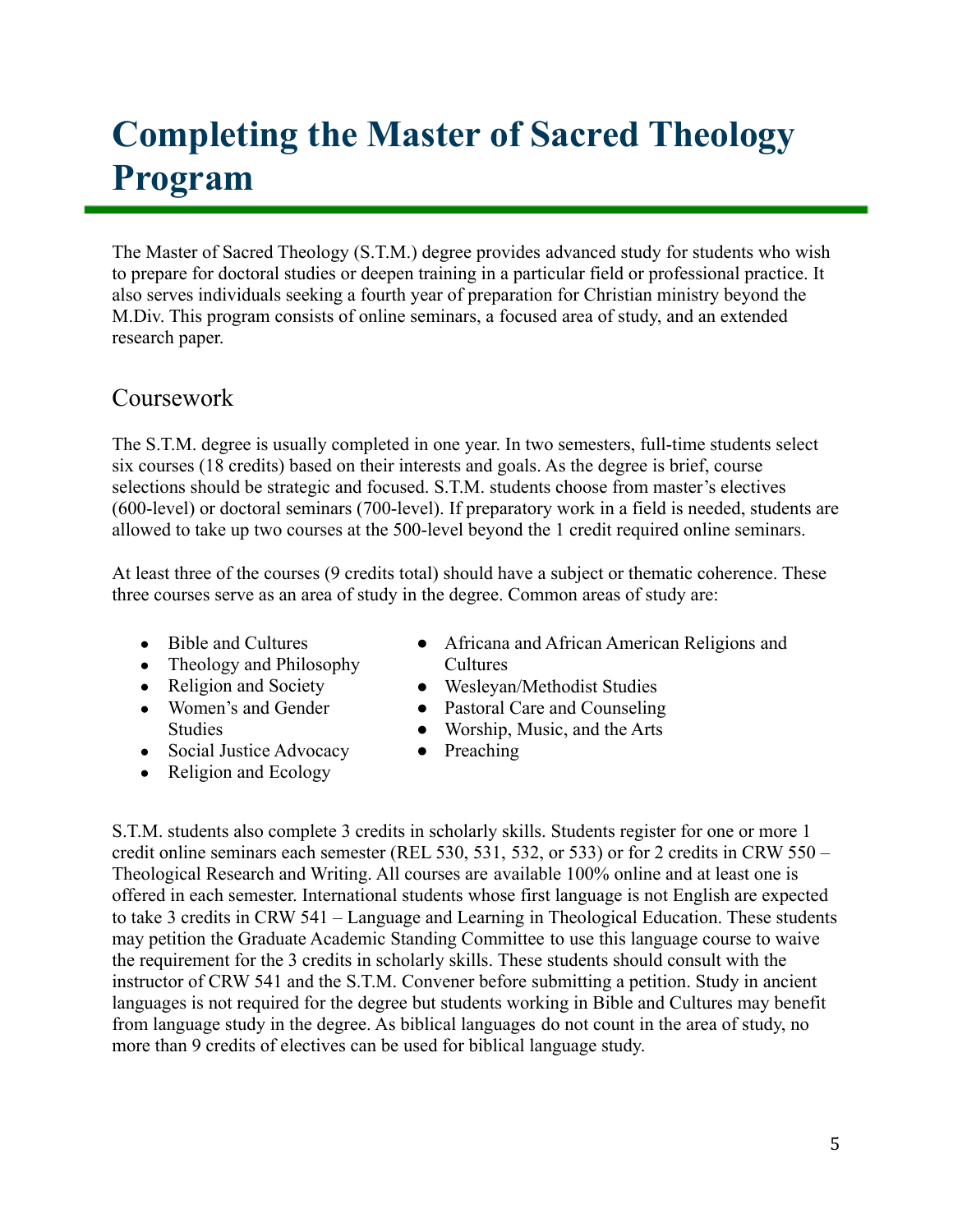# Completing the Master of Sacred Theology Program

The Master of Sacred Theology (S.T.M.) degree provides advanced study for students who wish to prepare for doctoral studies or deepen training in a particular field or professional practice. It also serves individuals seeking a fourth year of preparation for Christian ministry beyond the M.Div. This program consists of online seminars, a focused area of study, and an extended research paper.

## Coursework

The S.T.M. degree is usually completed in one year. In two semesters, full-time students select six courses (18 credits) based on their interests and goals. As the degree is brief, course selections should be strategic and focused. S.T.M. students choose from master's electives (600-level) or doctoral seminars (700-level). If preparatory work in a field is needed, students are allowed to take up two courses at the 500-level beyond the 1 credit required online seminars.

At least three of the courses (9 credits total) should have a subject or thematic coherence. These three courses serve as an area of study in the degree. Common areas of study are:

- Bible and Cultures
- Theology and Philosophy
- Religion and Society
- Women's and Gender Studies
- Social Justice Advocacy
- Religion and Ecology
- Africana and African American Religions and Cultures
- Wesleyan/Methodist Studies
- Pastoral Care and Counseling
- Worship, Music, and the Arts
- Preaching

S.T.M. students also complete 3 credits in scholarly skills. Students register for one or more 1 credit online seminars each semester (REL 530, 531, 532, or 533) or for 2 credits in CRW 550 – Theological Research and Writing. All courses are available 100% online and at least one is offered in each semester. International students whose first language is not English are expected to take 3 credits in CRW 541 – Language and Learning in Theological Education. These students may petition the Graduate Academic Standing Committee to use this language course to waive the requirement for the 3 credits in scholarly skills. These students should consult with the instructor of CRW 541 and the S.T.M. Convener before submitting a petition. Study in ancient languages is not required for the degree but students working in Bible and Cultures may benefit from language study in the degree. As biblical languages do not count in the area of study, no more than 9 credits of electives can be used for biblical language study.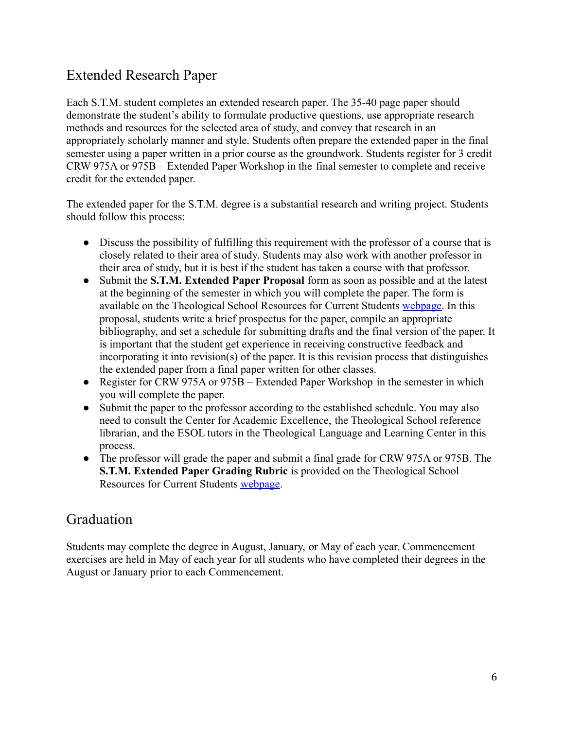## Extended Research Paper

Each S.T.M. student completes an extended research paper. The 35-40 page paper should demonstrate the student's ability to formulate productive questions, use appropriate research methods and resources for the selected area of study, and convey that research in an appropriately scholarly manner and style. Students often prepare the extended paper in the final semester using a paper written in a prior course as the groundwork. Students register for 3 credit CRW 975A or 975B – Extended Paper Workshop in the final semester to complete and receive credit for the extended paper.

The extended paper for the S.T.M. degree is a substantial research and writing project. Students should follow this process:

- Discuss the possibility of fulfilling this requirement with the professor of a course that is closely related to their area of study. Students may also work with another professor in their area of study, but it is best if the student has taken a course with that professor.
- Submit the **S.T.M. Extended Paper Proposal** form as soon as possible and at the latest at the beginning of the semester in which you will complete the paper. The form is available on the Theological School Resources for Current Students webpage. In this proposal, students write a brief prospectus for the paper, compile an appropriate bibliography, and set a schedule for submitting drafts and the final version of the paper. It is important that the student get experience in receiving constructive feedback and incorporating it into revision(s) of the paper. It is this revision process that distinguishes the extended paper from a final paper written for other classes.
- Register for CRW 975A or 975B – Extended Paper Workshop in the semester in which you will complete the paper.
- Submit the paper to the professor according to the established schedule. You may also need to consult the Center for Academic Excellence, the Theological School reference librarian, and the ESOL tutors in the Theological Language and Learning Center in this process.
- The professor will grade the paper and submit a final grade for CRW 975A or 975B. The **S.T.M. Extended Paper Grading Rubric** is provided on the Theological School Resources for Current Students webpage.

## Graduation

Students may complete the degree in August, January, or May of each year. Commencement exercises are held in May of each year for all students who have completed their degrees in the August or January prior to each Commencement.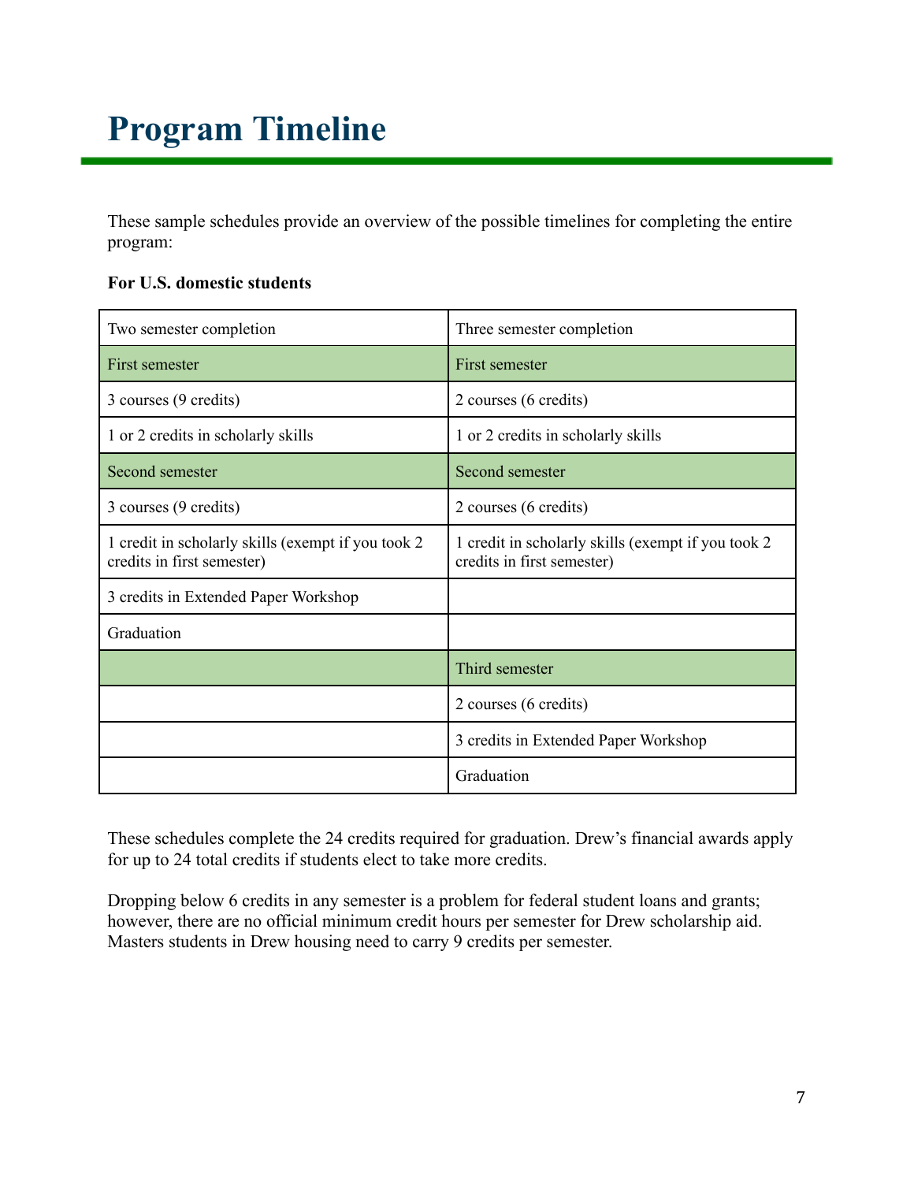# Program Timeline

These sample schedules provide an overview of the possible timelines for completing the entire program:

**For U.S. domestic students**

| Two semester completion | Three semester completion |
|---|---|
| First semester | First semester |
| 3 courses (9 credits) | 2 courses (6 credits) |
| 1 or 2 credits in scholarly skills | 1 or 2 credits in scholarly skills |
| Second semester | Second semester |
| 3 courses (9 credits) | 2 courses (6 credits) |
| 1 credit in scholarly skills (exempt if you took 2 credits in first semester) | 1 credit in scholarly skills (exempt if you took 2 credits in first semester) |
| 3 credits in Extended Paper Workshop | |
| Graduation | |
| | Third semester |
| | 2 courses (6 credits) |
| | 3 credits in Extended Paper Workshop |
| | Graduation |

These schedules complete the 24 credits required for graduation. Drew's financial awards apply for up to 24 total credits if students elect to take more credits.

Dropping below 6 credits in any semester is a problem for federal student loans and grants; however, there are no official minimum credit hours per semester for Drew scholarship aid. Masters students in Drew housing need to carry 9 credits per semester.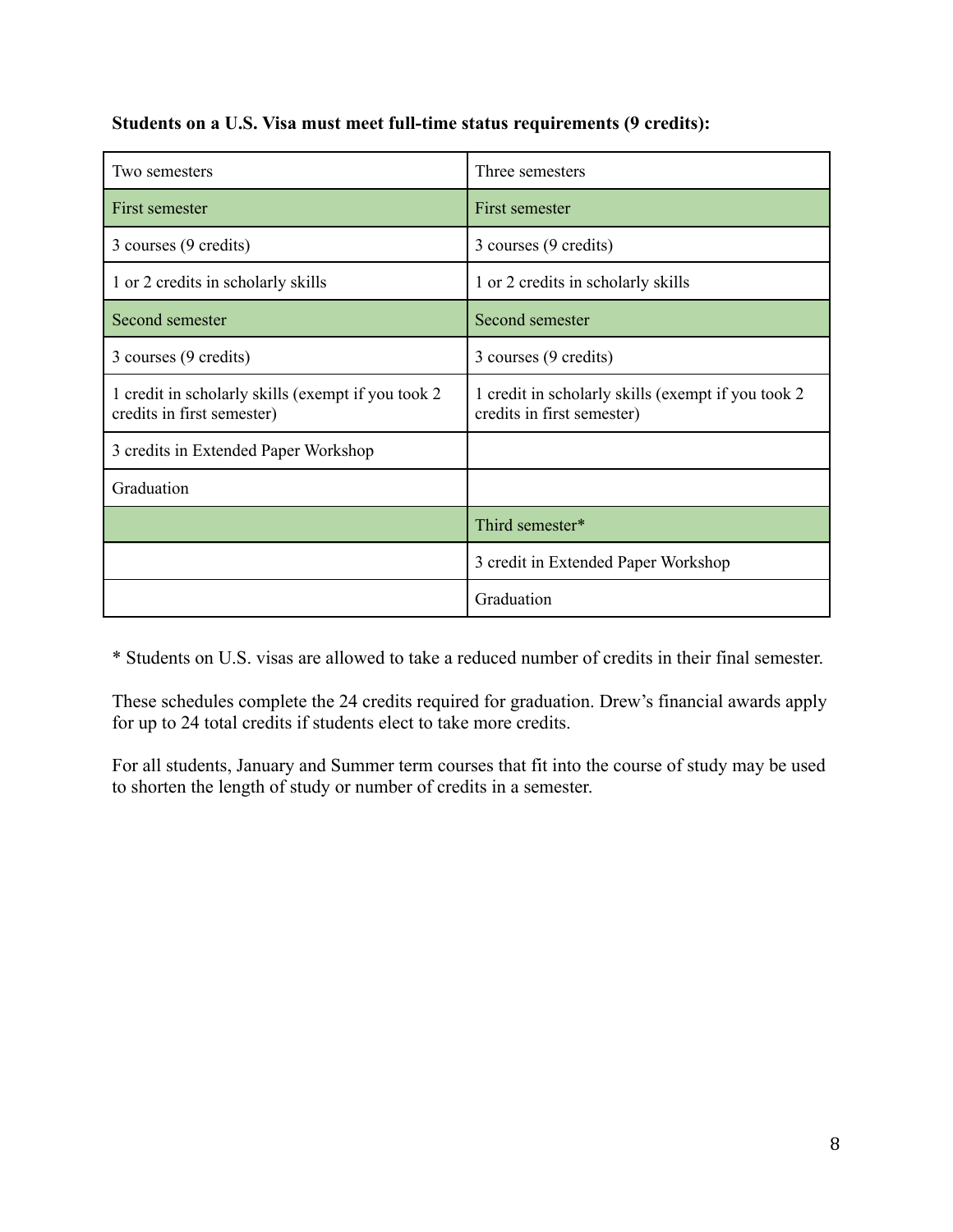**Students on a U.S. Visa must meet full-time status requirements (9 credits):**

| Two semesters | Three semesters |
| --- | --- |
| First semester | First semester |
| 3 courses (9 credits) | 3 courses (9 credits) |
| 1 or 2 credits in scholarly skills | 1 or 2 credits in scholarly skills |
| Second semester | Second semester |
| 3 courses (9 credits) | 3 courses (9 credits) |
| 1 credit in scholarly skills (exempt if you took 2 credits in first semester) | 1 credit in scholarly skills (exempt if you took 2 credits in first semester) |
| 3 credits in Extended Paper Workshop | |
| Graduation | |
| | Third semester* |
| | 3 credit in Extended Paper Workshop |
| | Graduation |

* Students on U.S. visas are allowed to take a reduced number of credits in their final semester.

These schedules complete the 24 credits required for graduation. Drew's financial awards apply for up to 24 total credits if students elect to take more credits.

For all students, January and Summer term courses that fit into the course of study may be used to shorten the length of study or number of credits in a semester.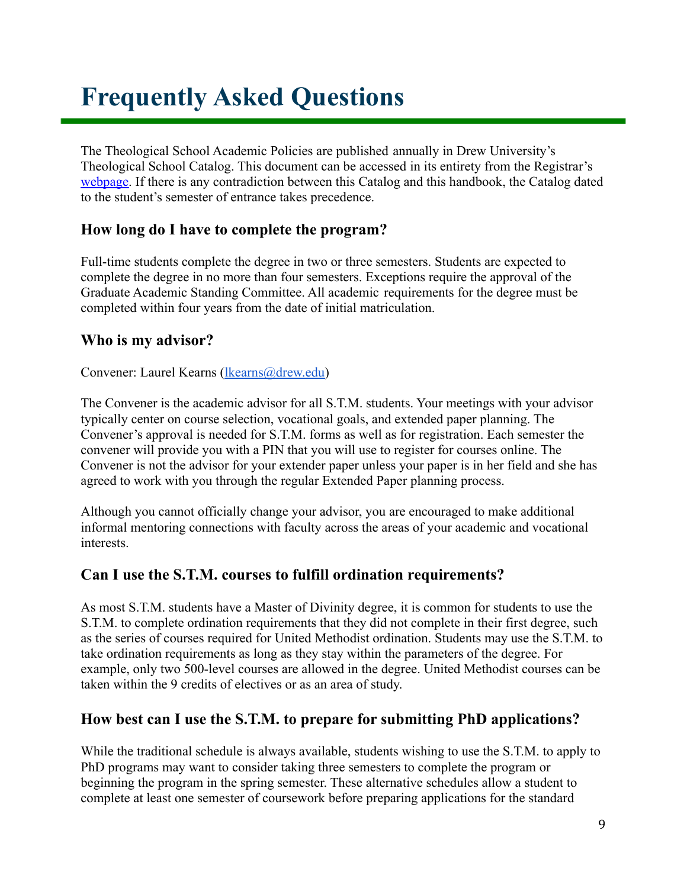# Frequently Asked Questions

The Theological School Academic Policies are published annually in Drew University's Theological School Catalog. This document can be accessed in its entirety from the Registrar's [webpage](). If there is any contradiction between this Catalog and this handbook, the Catalog dated to the student's semester of entrance takes precedence.

### How long do I have to complete the program?

Full-time students complete the degree in two or three semesters. Students are expected to complete the degree in no more than four semesters. Exceptions require the approval of the Graduate Academic Standing Committee. All academic requirements for the degree must be completed within four years from the date of initial matriculation.

### Who is my advisor?

Convener: Laurel Kearns (lkearns@drew.edu)

The Convener is the academic advisor for all S.T.M. students. Your meetings with your advisor typically center on course selection, vocational goals, and extended paper planning. The Convener's approval is needed for S.T.M. forms as well as for registration. Each semester the convener will provide you with a PIN that you will use to register for courses online. The Convener is not the advisor for your extender paper unless your paper is in her field and she has agreed to work with you through the regular Extended Paper planning process.

Although you cannot officially change your advisor, you are encouraged to make additional informal mentoring connections with faculty across the areas of your academic and vocational interests.

### Can I use the S.T.M. courses to fulfill ordination requirements?

As most S.T.M. students have a Master of Divinity degree, it is common for students to use the S.T.M. to complete ordination requirements that they did not complete in their first degree, such as the series of courses required for United Methodist ordination. Students may use the S.T.M. to take ordination requirements as long as they stay within the parameters of the degree. For example, only two 500-level courses are allowed in the degree. United Methodist courses can be taken within the 9 credits of electives or as an area of study.

### How best can I use the S.T.M. to prepare for submitting PhD applications?

While the traditional schedule is always available, students wishing to use the S.T.M. to apply to PhD programs may want to consider taking three semesters to complete the program or beginning the program in the spring semester. These alternative schedules allow a student to complete at least one semester of coursework before preparing applications for the standard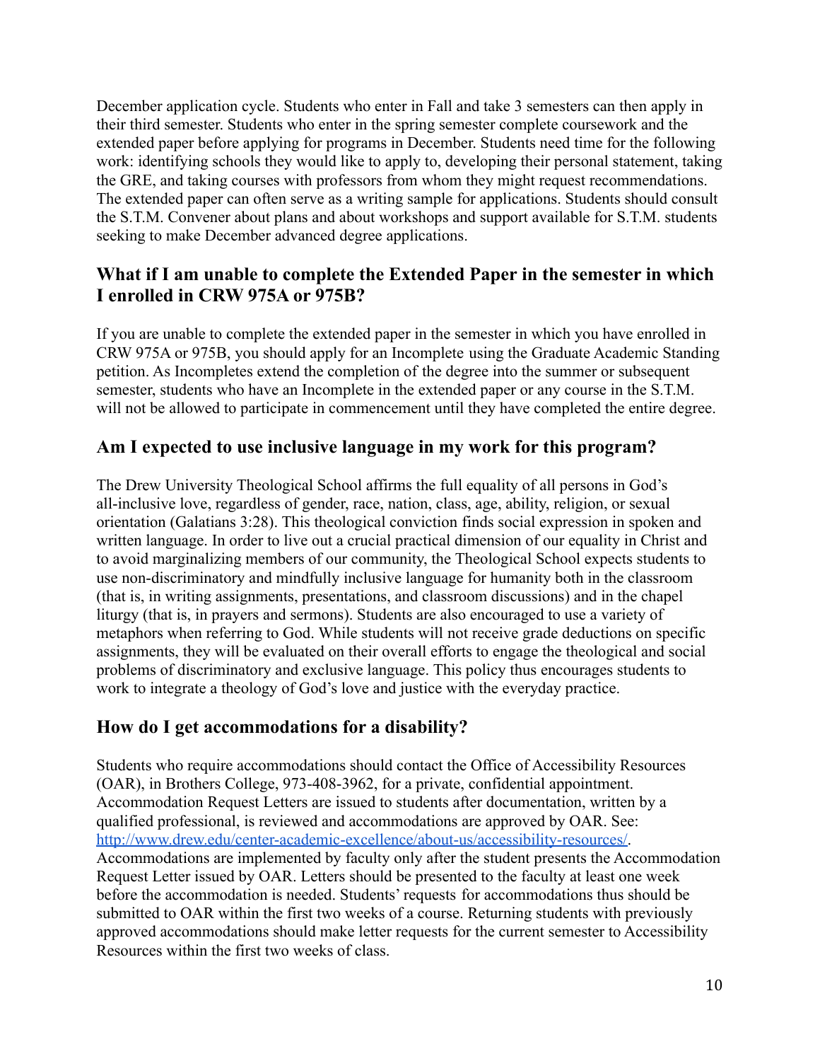December application cycle. Students who enter in Fall and take 3 semesters can then apply in their third semester. Students who enter in the spring semester complete coursework and the extended paper before applying for programs in December. Students need time for the following work: identifying schools they would like to apply to, developing their personal statement, taking the GRE, and taking courses with professors from whom they might request recommendations. The extended paper can often serve as a writing sample for applications. Students should consult the S.T.M. Convener about plans and about workshops and support available for S.T.M. students seeking to make December advanced degree applications.

## What if I am unable to complete the Extended Paper in the semester in which I enrolled in CRW 975A or 975B?

If you are unable to complete the extended paper in the semester in which you have enrolled in CRW 975A or 975B, you should apply for an Incomplete using the Graduate Academic Standing petition. As Incompletes extend the completion of the degree into the summer or subsequent semester, students who have an Incomplete in the extended paper or any course in the S.T.M. will not be allowed to participate in commencement until they have completed the entire degree.

## Am I expected to use inclusive language in my work for this program?

The Drew University Theological School affirms the full equality of all persons in God's all-inclusive love, regardless of gender, race, nation, class, age, ability, religion, or sexual orientation (Galatians 3:28). This theological conviction finds social expression in spoken and written language. In order to live out a crucial practical dimension of our equality in Christ and to avoid marginalizing members of our community, the Theological School expects students to use non-discriminatory and mindfully inclusive language for humanity both in the classroom (that is, in writing assignments, presentations, and classroom discussions) and in the chapel liturgy (that is, in prayers and sermons). Students are also encouraged to use a variety of metaphors when referring to God. While students will not receive grade deductions on specific assignments, they will be evaluated on their overall efforts to engage the theological and social problems of discriminatory and exclusive language. This policy thus encourages students to work to integrate a theology of God's love and justice with the everyday practice.

## How do I get accommodations for a disability?

Students who require accommodations should contact the Office of Accessibility Resources (OAR), in Brothers College, 973-408-3962, for a private, confidential appointment. Accommodation Request Letters are issued to students after documentation, written by a qualified professional, is reviewed and accommodations are approved by OAR. See: [http://www.drew.edu/center-academic-excellence/about-us/accessibility-resources/](http://www.drew.edu/center-academic-excellence/about-us/accessibility-resources/). Accommodations are implemented by faculty only after the student presents the Accommodation Request Letter issued by OAR. Letters should be presented to the faculty at least one week before the accommodation is needed. Students' requests for accommodations thus should be submitted to OAR within the first two weeks of a course. Returning students with previously approved accommodations should make letter requests for the current semester to Accessibility Resources within the first two weeks of class.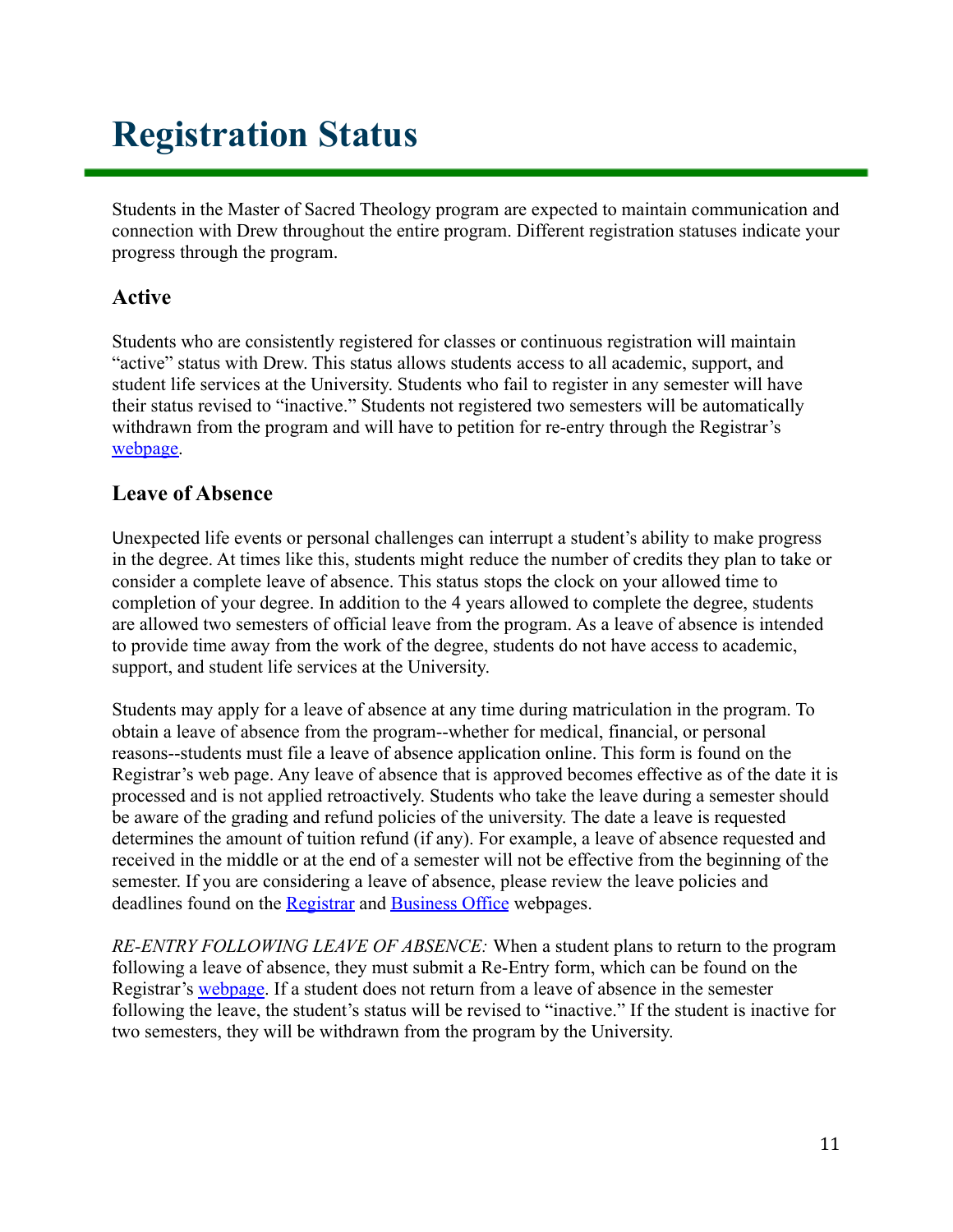# Registration Status

Students in the Master of Sacred Theology program are expected to maintain communication and connection with Drew throughout the entire program. Different registration statuses indicate your progress through the program.

## Active

Students who are consistently registered for classes or continuous registration will maintain "active" status with Drew. This status allows students access to all academic, support, and student life services at the University. Students who fail to register in any semester will have their status revised to "inactive." Students not registered two semesters will be automatically withdrawn from the program and will have to petition for re-entry through the Registrar's webpage.

## Leave of Absence

Unexpected life events or personal challenges can interrupt a student's ability to make progress in the degree. At times like this, students might reduce the number of credits they plan to take or consider a complete leave of absence. This status stops the clock on your allowed time to completion of your degree. In addition to the 4 years allowed to complete the degree, students are allowed two semesters of official leave from the program. As a leave of absence is intended to provide time away from the work of the degree, students do not have access to academic, support, and student life services at the University.

Students may apply for a leave of absence at any time during matriculation in the program. To obtain a leave of absence from the program--whether for medical, financial, or personal reasons--students must file a leave of absence application online. This form is found on the Registrar's web page. Any leave of absence that is approved becomes effective as of the date it is processed and is not applied retroactively. Students who take the leave during a semester should be aware of the grading and refund policies of the university. The date a leave is requested determines the amount of tuition refund (if any). For example, a leave of absence requested and received in the middle or at the end of a semester will not be effective from the beginning of the semester. If you are considering a leave of absence, please review the leave policies and deadlines found on the Registrar and Business Office webpages.

*RE-ENTRY FOLLOWING LEAVE OF ABSENCE:* When a student plans to return to the program following a leave of absence, they must submit a Re-Entry form, which can be found on the Registrar's webpage. If a student does not return from a leave of absence in the semester following the leave, the student's status will be revised to "inactive." If the student is inactive for two semesters, they will be withdrawn from the program by the University.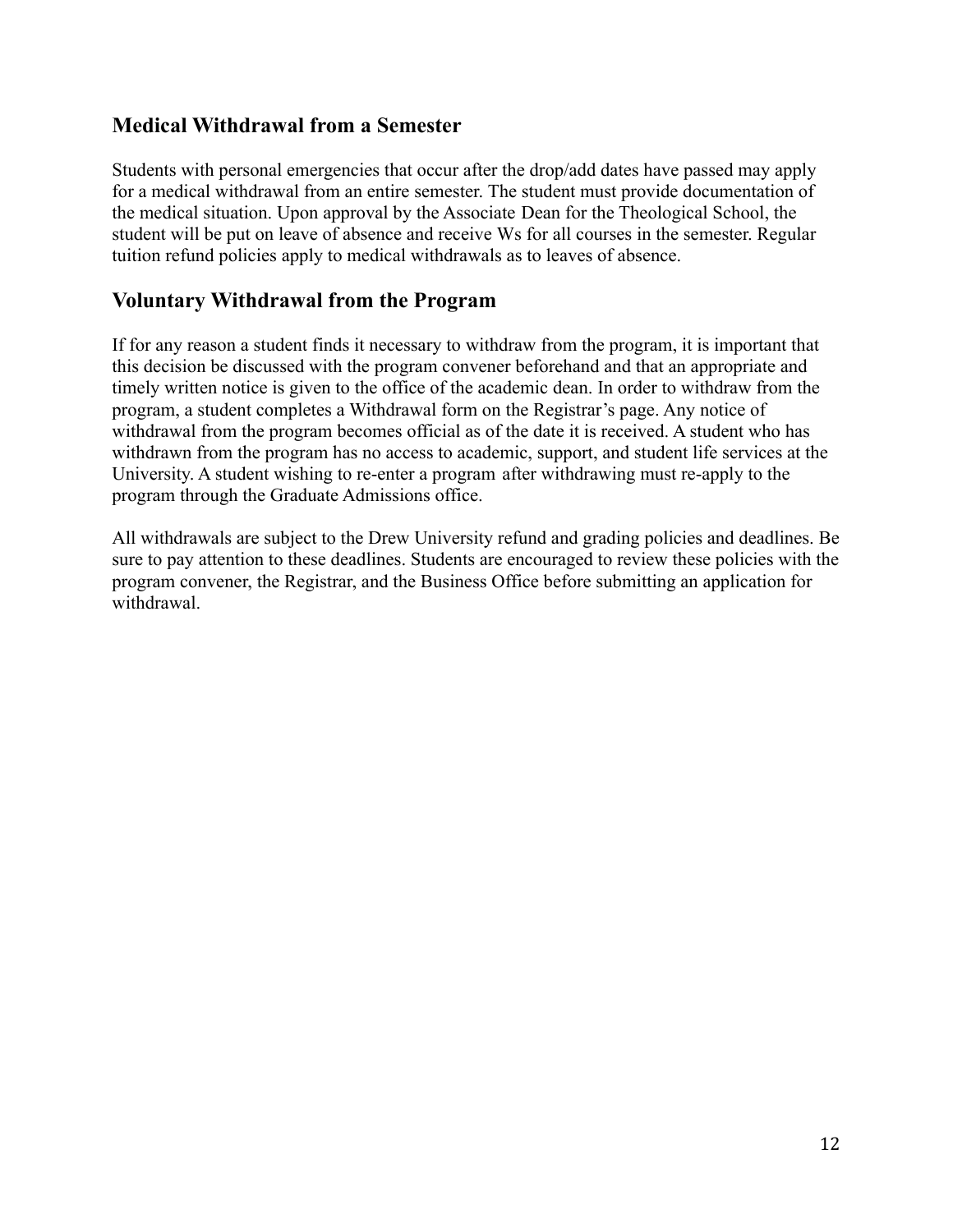## Medical Withdrawal from a Semester

Students with personal emergencies that occur after the drop/add dates have passed may apply for a medical withdrawal from an entire semester. The student must provide documentation of the medical situation. Upon approval by the Associate Dean for the Theological School, the student will be put on leave of absence and receive Ws for all courses in the semester. Regular tuition refund policies apply to medical withdrawals as to leaves of absence.

## Voluntary Withdrawal from the Program

If for any reason a student finds it necessary to withdraw from the program, it is important that this decision be discussed with the program convener beforehand and that an appropriate and timely written notice is given to the office of the academic dean. In order to withdraw from the program, a student completes a Withdrawal form on the Registrar's page. Any notice of withdrawal from the program becomes official as of the date it is received. A student who has withdrawn from the program has no access to academic, support, and student life services at the University. A student wishing to re-enter a program after withdrawing must re-apply to the program through the Graduate Admissions office.

All withdrawals are subject to the Drew University refund and grading policies and deadlines. Be sure to pay attention to these deadlines. Students are encouraged to review these policies with the program convener, the Registrar, and the Business Office before submitting an application for withdrawal.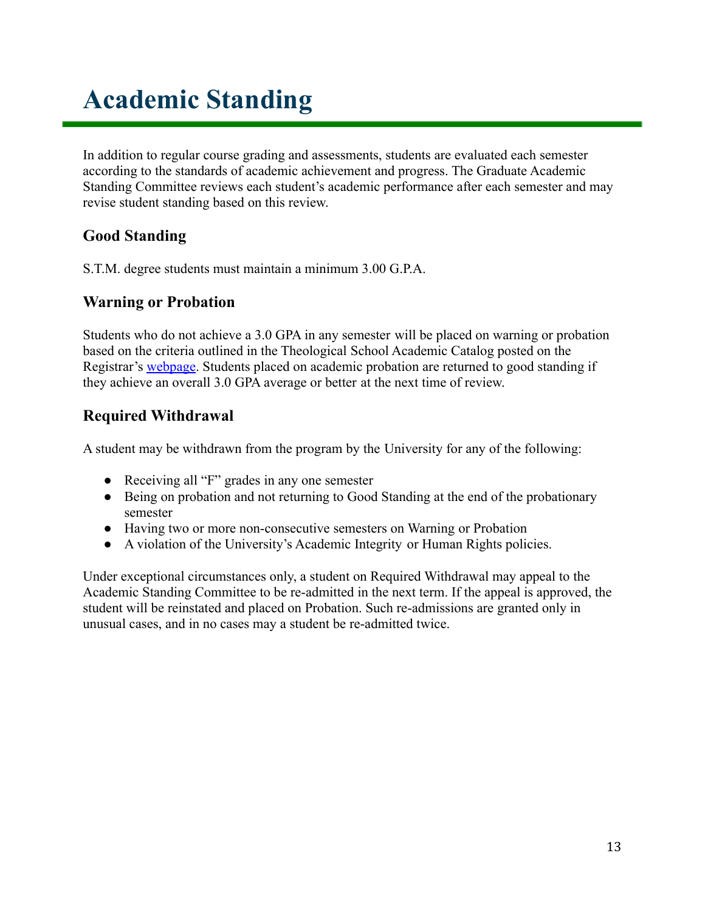# Academic Standing

In addition to regular course grading and assessments, students are evaluated each semester according to the standards of academic achievement and progress. The Graduate Academic Standing Committee reviews each student's academic performance after each semester and may revise student standing based on this review.

## Good Standing

S.T.M. degree students must maintain a minimum 3.00 G.P.A.

## Warning or Probation

Students who do not achieve a 3.0 GPA in any semester will be placed on warning or probation based on the criteria outlined in the Theological School Academic Catalog posted on the Registrar's webpage. Students placed on academic probation are returned to good standing if they achieve an overall 3.0 GPA average or better at the next time of review.

## Required Withdrawal

A student may be withdrawn from the program by the University for any of the following:

- Receiving all "F" grades in any one semester
- Being on probation and not returning to Good Standing at the end of the probationary semester
- Having two or more non-consecutive semesters on Warning or Probation
- A violation of the University's Academic Integrity or Human Rights policies.

Under exceptional circumstances only, a student on Required Withdrawal may appeal to the Academic Standing Committee to be re-admitted in the next term. If the appeal is approved, the student will be reinstated and placed on Probation. Such re-admissions are granted only in unusual cases, and in no cases may a student be re-admitted twice.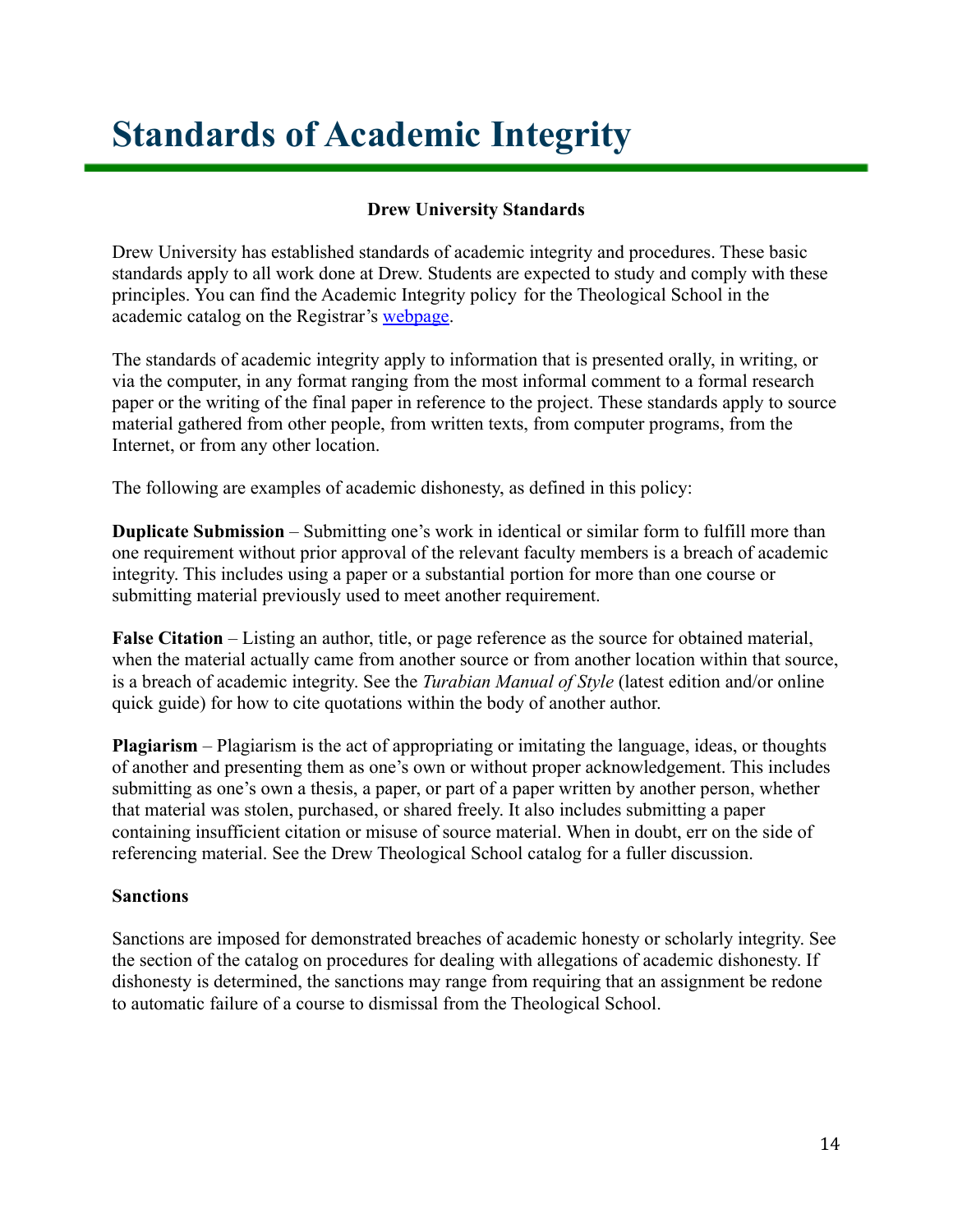# Standards of Academic Integrity

**Drew University Standards**

Drew University has established standards of academic integrity and procedures. These basic standards apply to all work done at Drew. Students are expected to study and comply with these principles. You can find the Academic Integrity policy for the Theological School in the academic catalog on the Registrar's webpage.

The standards of academic integrity apply to information that is presented orally, in writing, or via the computer, in any format ranging from the most informal comment to a formal research paper or the writing of the final paper in reference to the project. These standards apply to source material gathered from other people, from written texts, from computer programs, from the Internet, or from any other location.

The following are examples of academic dishonesty, as defined in this policy:

**Duplicate Submission** – Submitting one's work in identical or similar form to fulfill more than one requirement without prior approval of the relevant faculty members is a breach of academic integrity. This includes using a paper or a substantial portion for more than one course or submitting material previously used to meet another requirement.

**False Citation** – Listing an author, title, or page reference as the source for obtained material, when the material actually came from another source or from another location within that source, is a breach of academic integrity. See the *Turabian Manual of Style* (latest edition and/or online quick guide) for how to cite quotations within the body of another author.

**Plagiarism** – Plagiarism is the act of appropriating or imitating the language, ideas, or thoughts of another and presenting them as one's own or without proper acknowledgement. This includes submitting as one's own a thesis, a paper, or part of a paper written by another person, whether that material was stolen, purchased, or shared freely. It also includes submitting a paper containing insufficient citation or misuse of source material. When in doubt, err on the side of referencing material. See the Drew Theological School catalog for a fuller discussion.

**Sanctions**

Sanctions are imposed for demonstrated breaches of academic honesty or scholarly integrity. See the section of the catalog on procedures for dealing with allegations of academic dishonesty. If dishonesty is determined, the sanctions may range from requiring that an assignment be redone to automatic failure of a course to dismissal from the Theological School.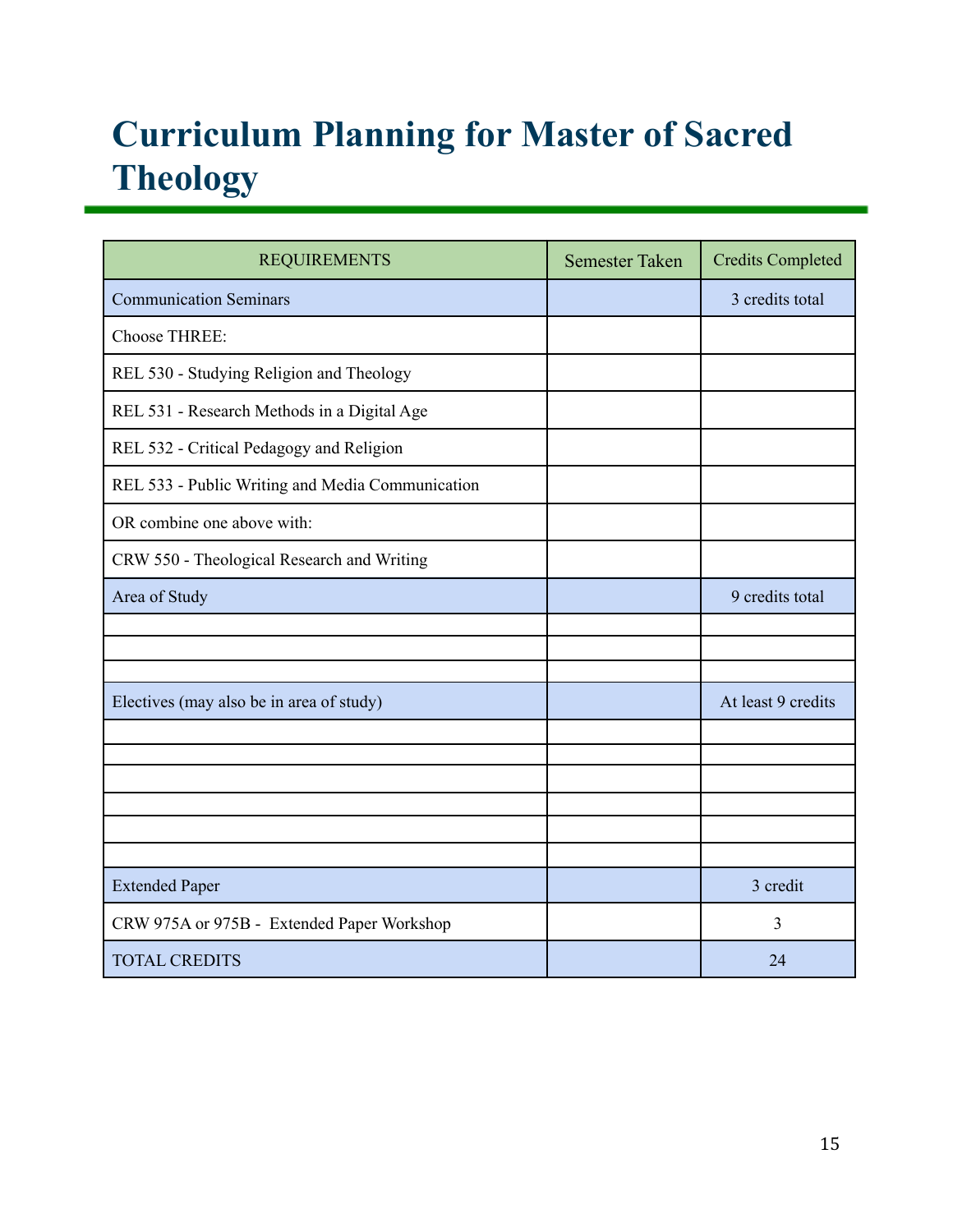# Curriculum Planning for Master of Sacred Theology

| REQUIREMENTS | Semester Taken | Credits Completed |
|---|---|---|
| Communication Seminars | | 3 credits total |
| Choose THREE: | | |
| REL 530 - Studying Religion and Theology | | |
| REL 531 - Research Methods in a Digital Age | | |
| REL 532 - Critical Pedagogy and Religion | | |
| REL 533 - Public Writing and Media Communication | | |
| OR combine one above with: | | |
| CRW 550 - Theological Research and Writing | | |
| Area of Study | | 9 credits total |
| | | |
| | | |
| | | |
| Electives (may also be in area of study) | | At least 9 credits |
| | | |
| | | |
| | | |
| | | |
| | | |
| | | |
| Extended Paper | | 3 credit |
| CRW 975A or 975B - Extended Paper Workshop | | 3 |
| TOTAL CREDITS | | 24 |